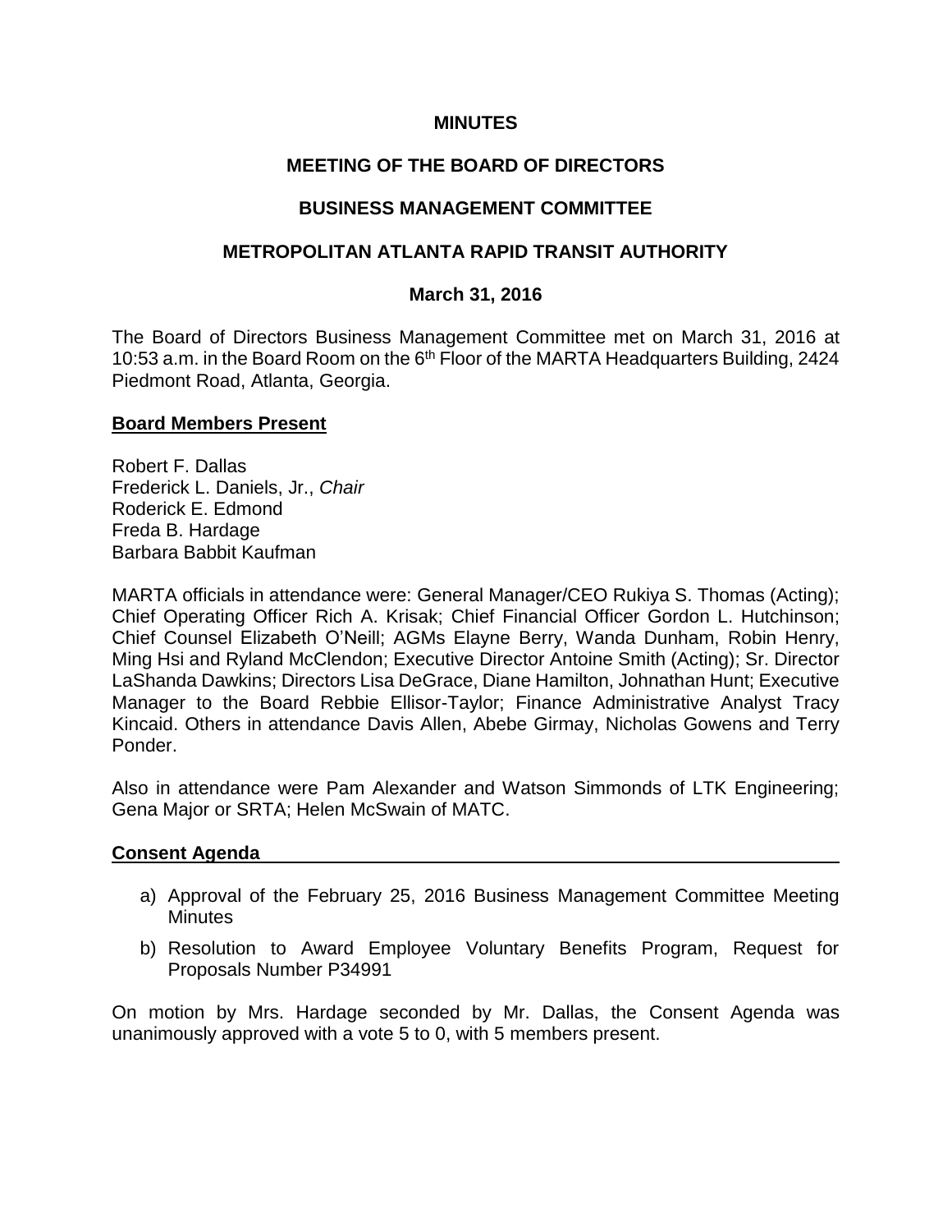**MINUTES**

**MEETING OF THE BOARD OF DIRECTORS**

**BUSINESS MANAGEMENT COMMITTEE**

**METROPOLITAN ATLANTA RAPID TRANSIT AUTHORITY**

**March 31, 2016**

The Board of Directors Business Management Committee met on March 31, 2016 at 10:53 a.m. in the Board Room on the 6th Floor of the MARTA Headquarters Building, 2424 Piedmont Road, Atlanta, Georgia.

**Board Members Present**

Robert F. Dallas
Frederick L. Daniels, Jr., *Chair*
Roderick E. Edmond
Freda B. Hardage
Barbara Babbit Kaufman

MARTA officials in attendance were: General Manager/CEO Rukiya S. Thomas (Acting); Chief Operating Officer Rich A. Krisak; Chief Financial Officer Gordon L. Hutchinson; Chief Counsel Elizabeth O'Neill; AGMs Elayne Berry, Wanda Dunham, Robin Henry, Ming Hsi and Ryland McClendon; Executive Director Antoine Smith (Acting); Sr. Director LaShanda Dawkins; Directors Lisa DeGrace, Diane Hamilton, Johnathan Hunt; Executive Manager to the Board Rebbie Ellisor-Taylor; Finance Administrative Analyst Tracy Kincaid. Others in attendance Davis Allen, Abebe Girmay, Nicholas Gowens and Terry Ponder.

Also in attendance were Pam Alexander and Watson Simmonds of LTK Engineering; Gena Major or SRTA; Helen McSwain of MATC.

**Consent Agenda**

a) Approval of the February 25, 2016 Business Management Committee Meeting Minutes
b) Resolution to Award Employee Voluntary Benefits Program, Request for Proposals Number P34991

On motion by Mrs. Hardage seconded by Mr. Dallas, the Consent Agenda was unanimously approved with a vote 5 to 0, with 5 members present.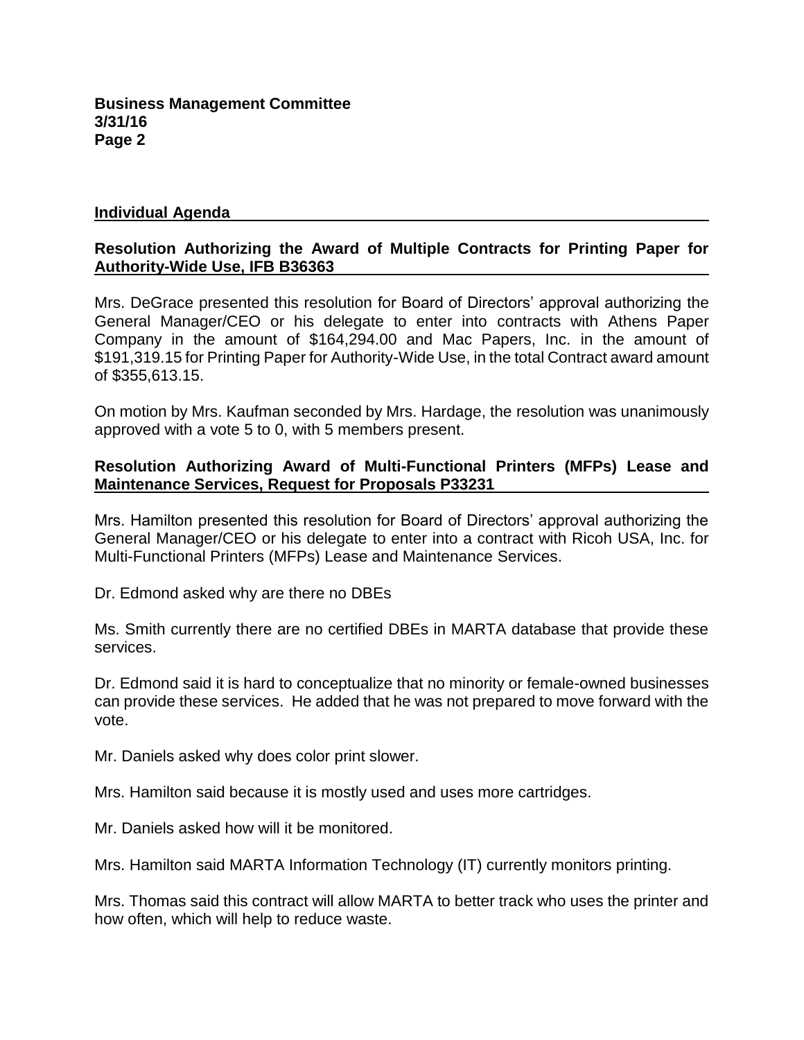## Individual Agenda

### Resolution Authorizing the Award of Multiple Contracts for Printing Paper for Authority-Wide Use, IFB B36363

Mrs. DeGrace presented this resolution for Board of Directors' approval authorizing the General Manager/CEO or his delegate to enter into contracts with Athens Paper Company in the amount of $164,294.00 and Mac Papers, Inc. in the amount of $191,319.15 for Printing Paper for Authority-Wide Use, in the total Contract award amount of $355,613.15.

On motion by Mrs. Kaufman seconded by Mrs. Hardage, the resolution was unanimously approved with a vote 5 to 0, with 5 members present.

### Resolution Authorizing Award of Multi-Functional Printers (MFPs) Lease and Maintenance Services, Request for Proposals P33231

Mrs. Hamilton presented this resolution for Board of Directors' approval authorizing the General Manager/CEO or his delegate to enter into a contract with Ricoh USA, Inc. for Multi-Functional Printers (MFPs) Lease and Maintenance Services.

Dr. Edmond asked why are there no DBEs

Ms. Smith currently there are no certified DBEs in MARTA database that provide these services.

Dr. Edmond said it is hard to conceptualize that no minority or female-owned businesses can provide these services. He added that he was not prepared to move forward with the vote.

Mr. Daniels asked why does color print slower.

Mrs. Hamilton said because it is mostly used and uses more cartridges.

Mr. Daniels asked how will it be monitored.

Mrs. Hamilton said MARTA Information Technology (IT) currently monitors printing.

Mrs. Thomas said this contract will allow MARTA to better track who uses the printer and how often, which will help to reduce waste.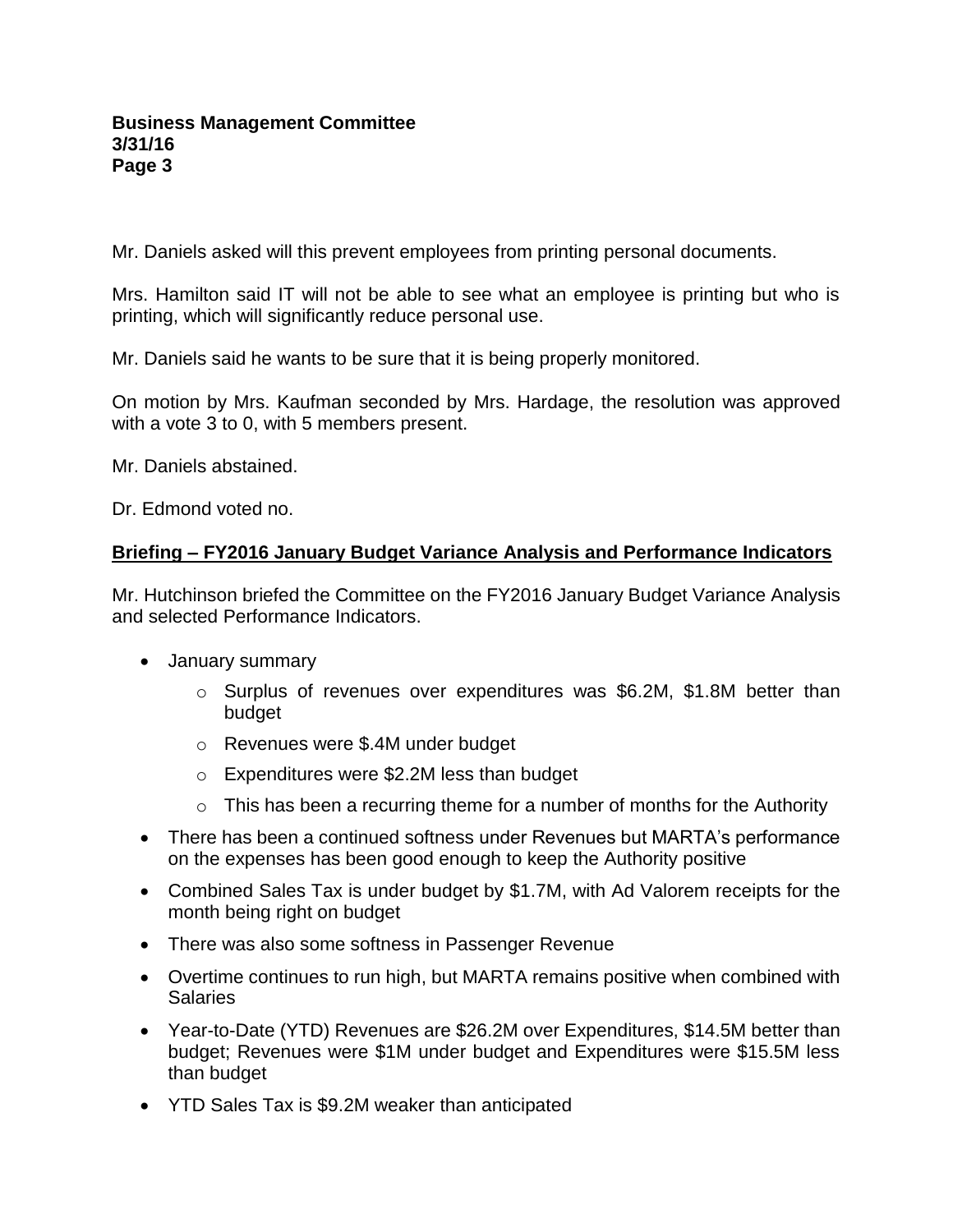Mr. Daniels asked will this prevent employees from printing personal documents.

Mrs. Hamilton said IT will not be able to see what an employee is printing but who is printing, which will significantly reduce personal use.

Mr. Daniels said he wants to be sure that it is being properly monitored.

On motion by Mrs. Kaufman seconded by Mrs. Hardage, the resolution was approved with a vote 3 to 0, with 5 members present.

Mr. Daniels abstained.

Dr. Edmond voted no.

## Briefing – FY2016 January Budget Variance Analysis and Performance Indicators

Mr. Hutchinson briefed the Committee on the FY2016 January Budget Variance Analysis and selected Performance Indicators.

- January summary
  - Surplus of revenues over expenditures was $6.2M, $1.8M better than budget
  - Revenues were $.4M under budget
  - Expenditures were $2.2M less than budget
  - This has been a recurring theme for a number of months for the Authority
- There has been a continued softness under Revenues but MARTA's performance on the expenses has been good enough to keep the Authority positive
- Combined Sales Tax is under budget by $1.7M, with Ad Valorem receipts for the month being right on budget
- There was also some softness in Passenger Revenue
- Overtime continues to run high, but MARTA remains positive when combined with Salaries
- Year-to-Date (YTD) Revenues are $26.2M over Expenditures, $14.5M better than budget; Revenues were $1M under budget and Expenditures were $15.5M less than budget
- YTD Sales Tax is $9.2M weaker than anticipated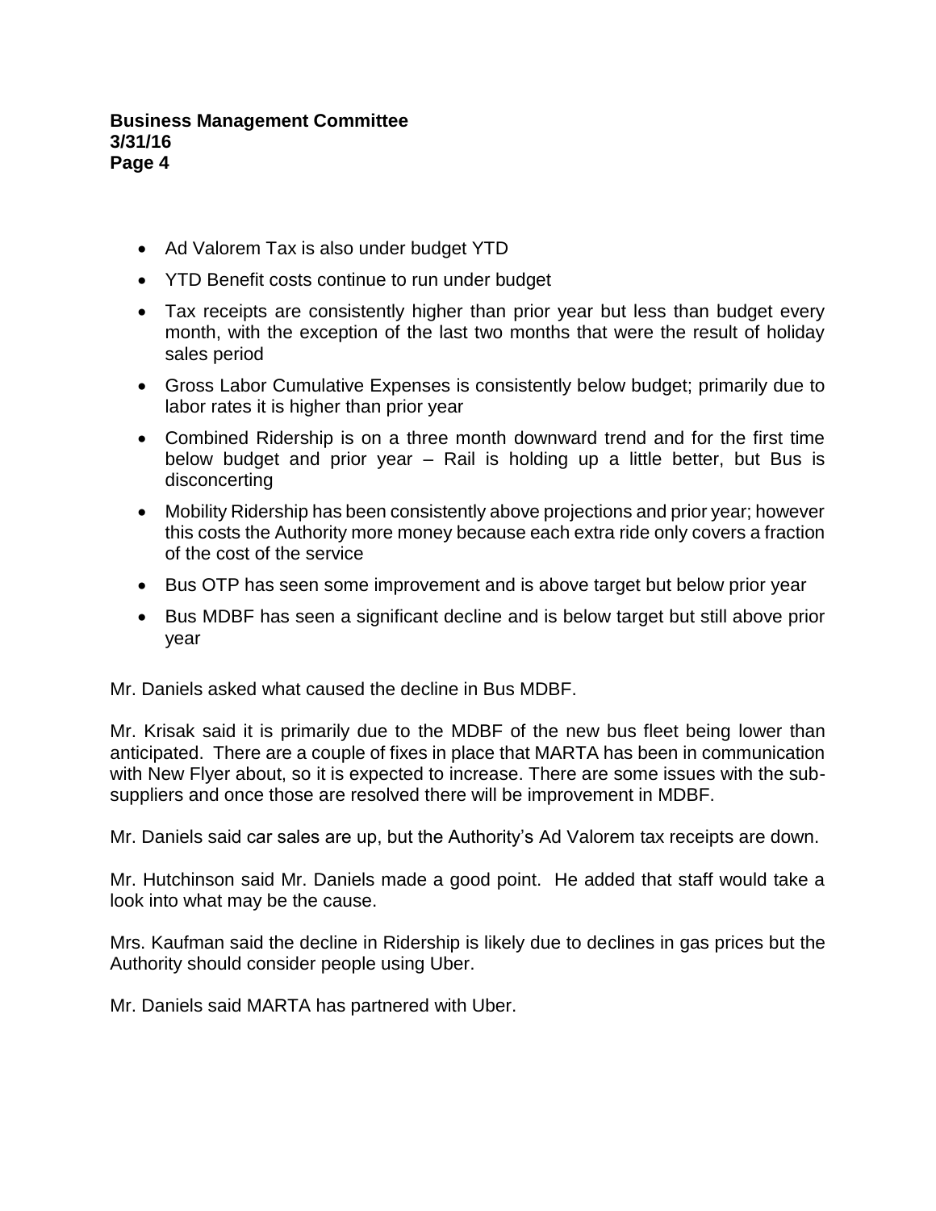- Ad Valorem Tax is also under budget YTD
- YTD Benefit costs continue to run under budget
- Tax receipts are consistently higher than prior year but less than budget every month, with the exception of the last two months that were the result of holiday sales period
- Gross Labor Cumulative Expenses is consistently below budget; primarily due to labor rates it is higher than prior year
- Combined Ridership is on a three month downward trend and for the first time below budget and prior year – Rail is holding up a little better, but Bus is disconcerting
- Mobility Ridership has been consistently above projections and prior year; however this costs the Authority more money because each extra ride only covers a fraction of the cost of the service
- Bus OTP has seen some improvement and is above target but below prior year
- Bus MDBF has seen a significant decline and is below target but still above prior year

Mr. Daniels asked what caused the decline in Bus MDBF.

Mr. Krisak said it is primarily due to the MDBF of the new bus fleet being lower than anticipated. There are a couple of fixes in place that MARTA has been in communication with New Flyer about, so it is expected to increase. There are some issues with the sub-suppliers and once those are resolved there will be improvement in MDBF.

Mr. Daniels said car sales are up, but the Authority's Ad Valorem tax receipts are down.

Mr. Hutchinson said Mr. Daniels made a good point. He added that staff would take a look into what may be the cause.

Mrs. Kaufman said the decline in Ridership is likely due to declines in gas prices but the Authority should consider people using Uber.

Mr. Daniels said MARTA has partnered with Uber.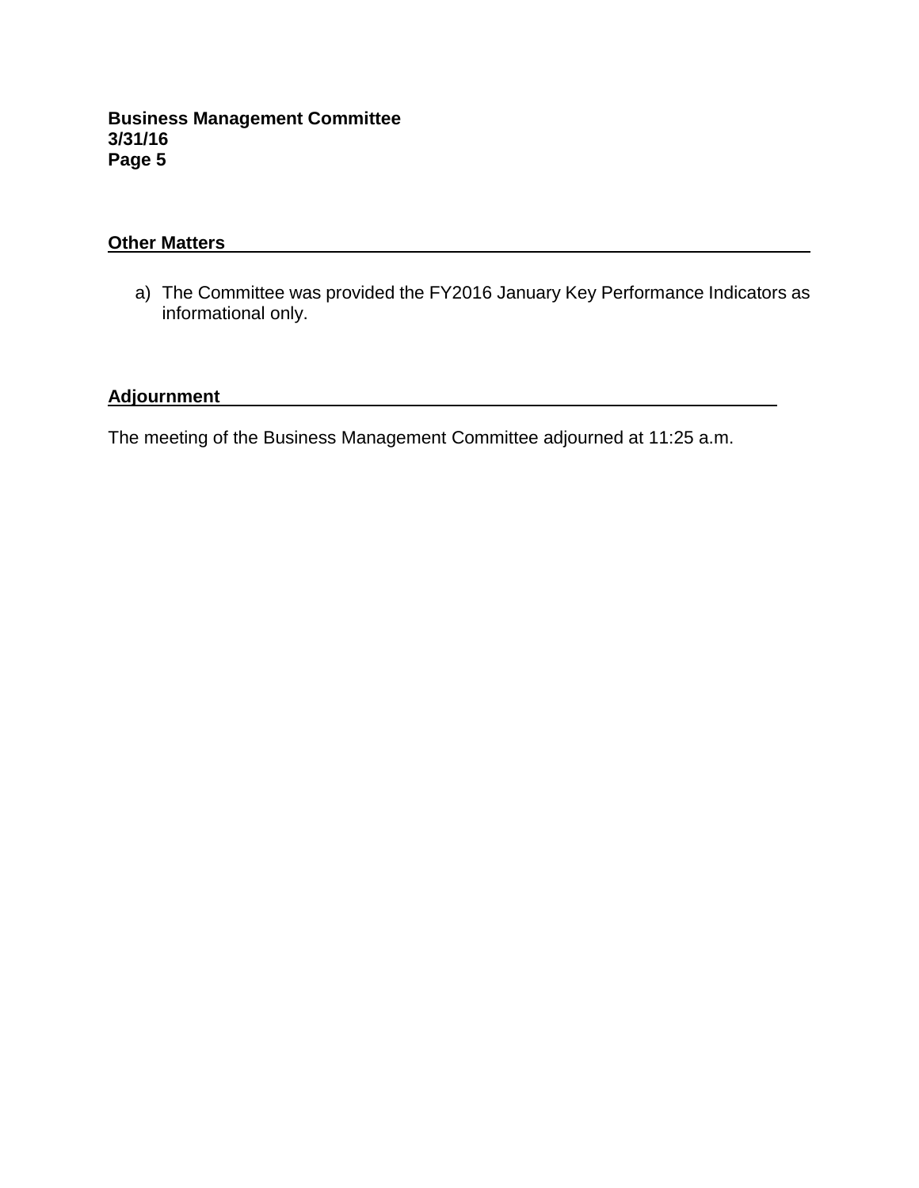## Other Matters

a) The Committee was provided the FY2016 January Key Performance Indicators as informational only.

## Adjournment

The meeting of the Business Management Committee adjourned at 11:25 a.m.